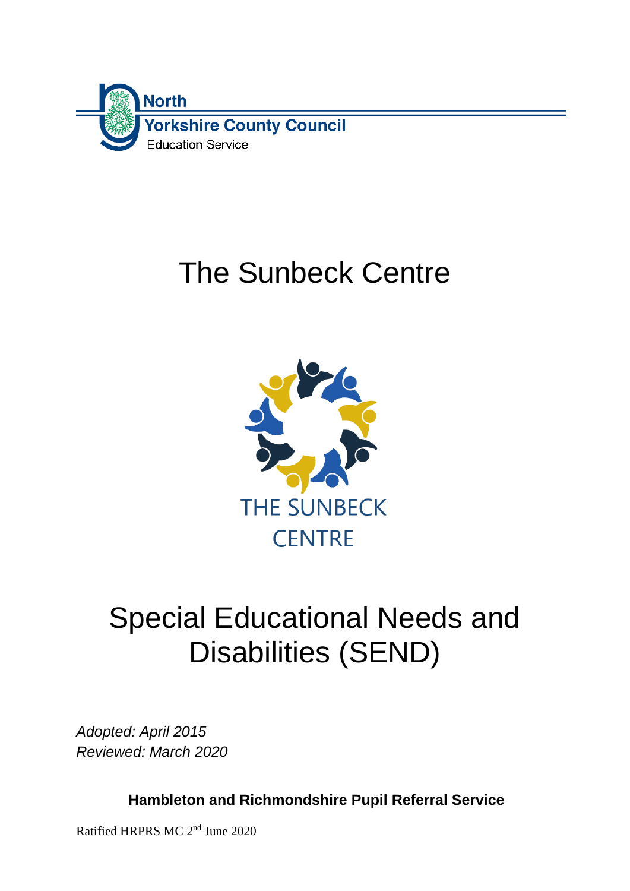North Yorkshire County Council
Education Service

# The Sunbeck Centre

THE SUNBECK CENTRE

# Special Educational Needs and Disabilities (SEND)

*Adopted: April 2015*
*Reviewed: March 2020*

**Hambleton and Richmondshire Pupil Referral Service**

Ratified HRPRS MC 2nd June 2020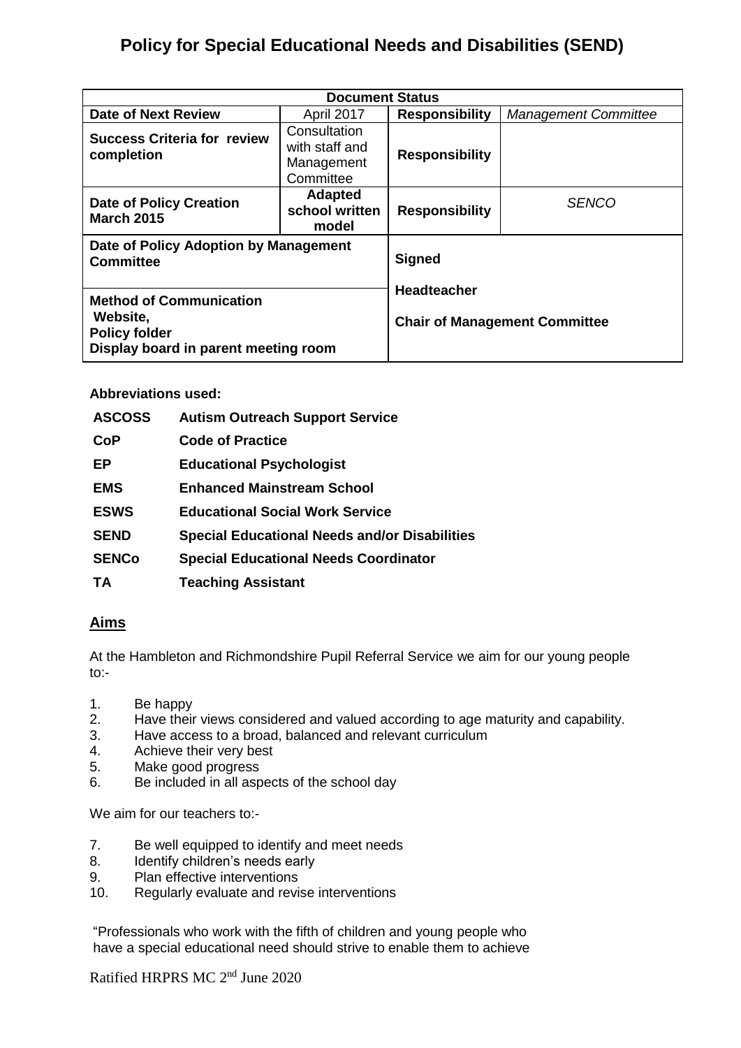# Policy for Special Educational Needs and Disabilities (SEND)

| Document Status | | | |
|---|---|---|---|
| **Date of Next Review** | April 2017 | **Responsibility** | *Management Committee* |
| **Success Criteria for review completion** | Consultation with staff and Management Committee | **Responsibility** | |
| **Date of Policy Creation March 2015** | **Adapted school written model** | **Responsibility** | *SENCO* |
| **Date of Policy Adoption by Management Committee** | | **Signed** | |
| **Method of Communication Website, Policy folder Display board in parent meeting room** | | **Headteacher** **Chair of Management Committee** | |

**Abbreviations used:**

| | |
|---|---|
| **ASCOSS** | **Autism Outreach Support Service** |
| **CoP** | **Code of Practice** |
| **EP** | **Educational Psychologist** |
| **EMS** | **Enhanced Mainstream School** |
| **ESWS** | **Educational Social Work Service** |
| **SEND** | **Special Educational Needs and/or Disabilities** |
| **SENCo** | **Special Educational Needs Coordinator** |
| **TA** | **Teaching Assistant** |

## Aims

At the Hambleton and Richmondshire Pupil Referral Service we aim for our young people to:-

1. Be happy
2. Have their views considered and valued according to age maturity and capability.
3. Have access to a broad, balanced and relevant curriculum
4. Achieve their very best
5. Make good progress
6. Be included in all aspects of the school day

We aim for our teachers to:-

7. Be well equipped to identify and meet needs
8. Identify children's needs early
9. Plan effective interventions
10. Regularly evaluate and revise interventions

"Professionals who work with the fifth of children and young people who have a special educational need should strive to enable them to achieve

Ratified HRPRS MC 2nd June 2020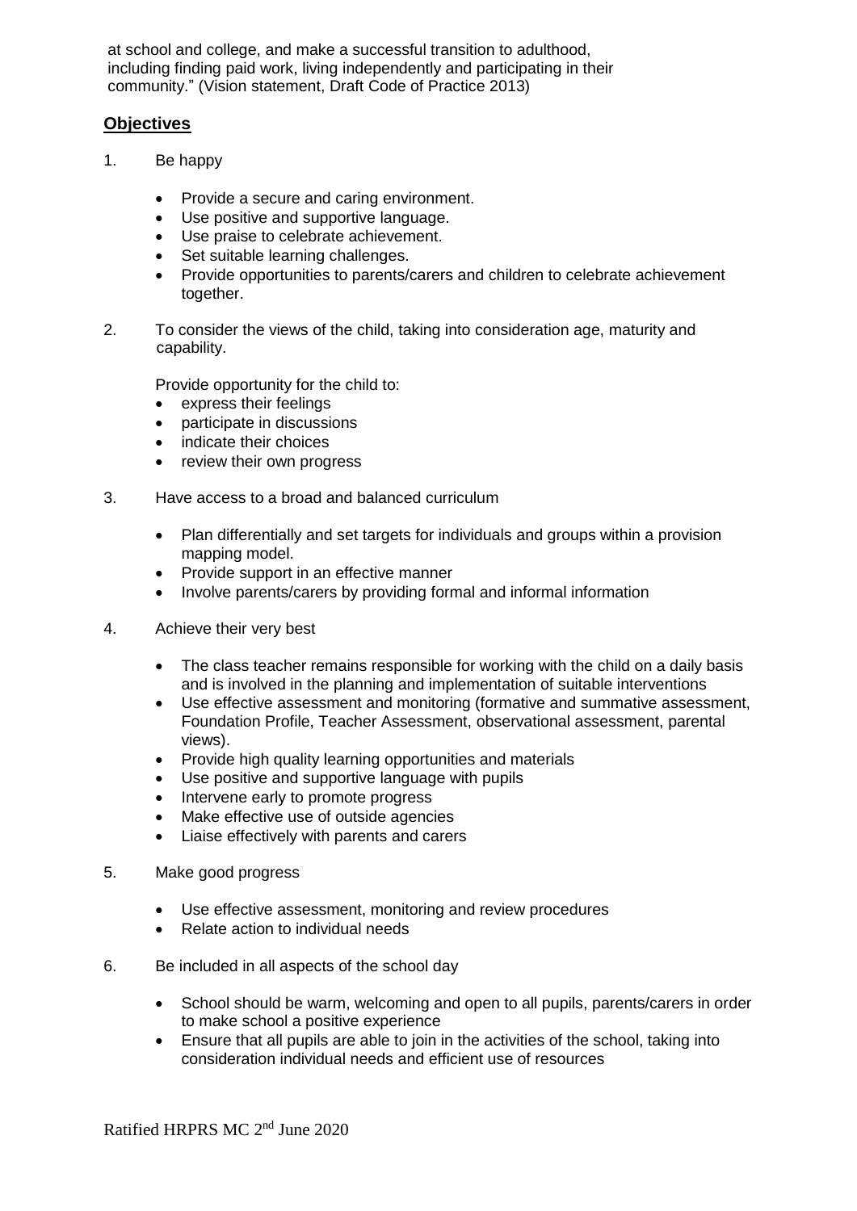at school and college, and make a successful transition to adulthood, including finding paid work, living independently and participating in their community." (Vision statement, Draft Code of Practice 2013)

## **Objectives**

1. Be happy

   - Provide a secure and caring environment.
   - Use positive and supportive language.
   - Use praise to celebrate achievement.
   - Set suitable learning challenges.
   - Provide opportunities to parents/carers and children to celebrate achievement together.

2. To consider the views of the child, taking into consideration age, maturity and capability.

   Provide opportunity for the child to:

   - express their feelings
   - participate in discussions
   - indicate their choices
   - review their own progress

3. Have access to a broad and balanced curriculum

   - Plan differentially and set targets for individuals and groups within a provision mapping model.
   - Provide support in an effective manner
   - Involve parents/carers by providing formal and informal information

4. Achieve their very best

   - The class teacher remains responsible for working with the child on a daily basis and is involved in the planning and implementation of suitable interventions
   - Use effective assessment and monitoring (formative and summative assessment, Foundation Profile, Teacher Assessment, observational assessment, parental views).
   - Provide high quality learning opportunities and materials
   - Use positive and supportive language with pupils
   - Intervene early to promote progress
   - Make effective use of outside agencies
   - Liaise effectively with parents and carers

5. Make good progress

   - Use effective assessment, monitoring and review procedures
   - Relate action to individual needs

6. Be included in all aspects of the school day

   - School should be warm, welcoming and open to all pupils, parents/carers in order to make school a positive experience
   - Ensure that all pupils are able to join in the activities of the school, taking into consideration individual needs and efficient use of resources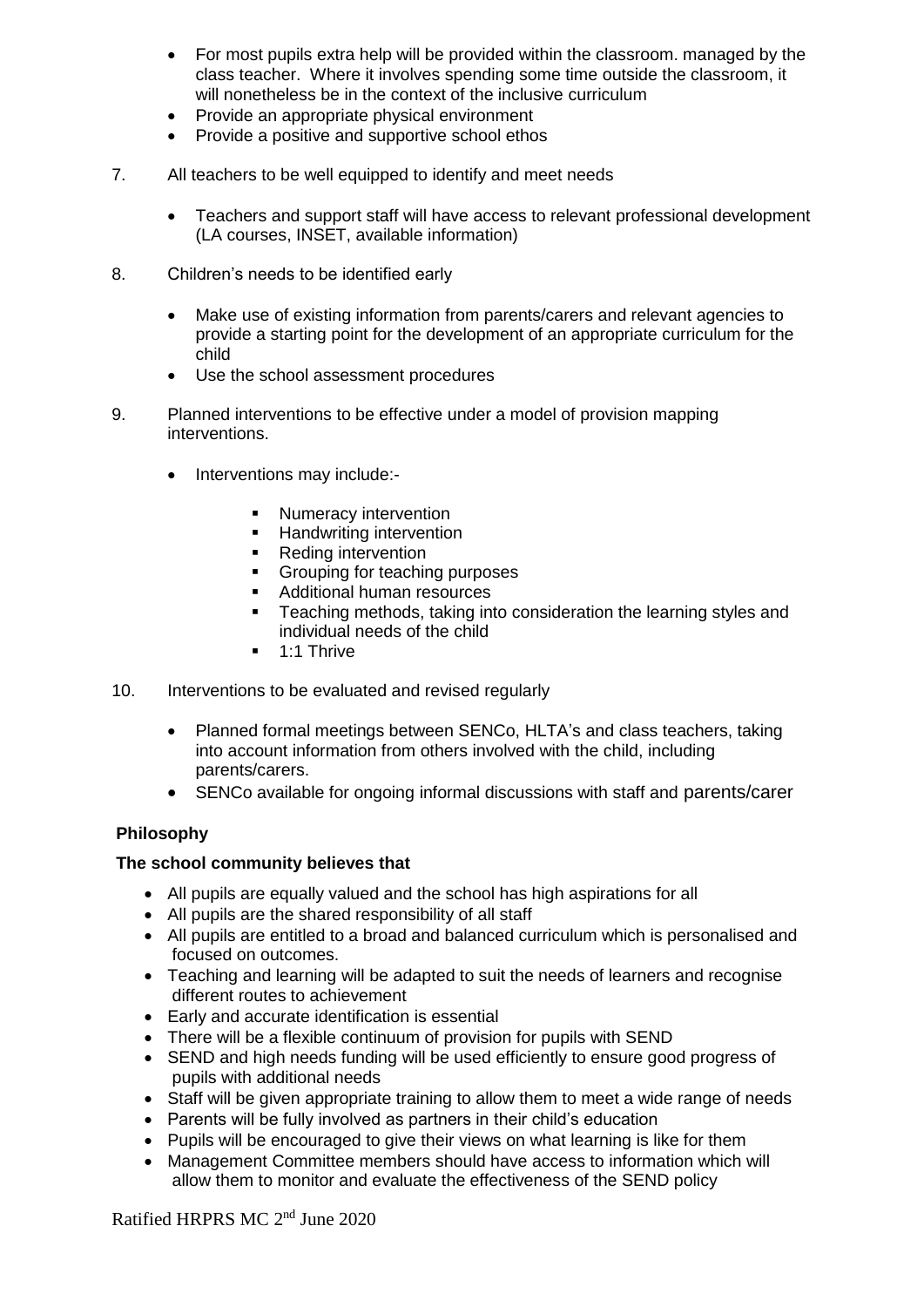- For most pupils extra help will be provided within the classroom. managed by the class teacher. Where it involves spending some time outside the classroom, it will nonetheless be in the context of the inclusive curriculum
- Provide an appropriate physical environment
- Provide a positive and supportive school ethos

7. All teachers to be well equipped to identify and meet needs

   - Teachers and support staff will have access to relevant professional development (LA courses, INSET, available information)

8. Children's needs to be identified early

   - Make use of existing information from parents/carers and relevant agencies to provide a starting point for the development of an appropriate curriculum for the child
   - Use the school assessment procedures

9. Planned interventions to be effective under a model of provision mapping interventions.

   - Interventions may include:-

     - Numeracy intervention
     - Handwriting intervention
     - Reding intervention
     - Grouping for teaching purposes
     - Additional human resources
     - Teaching methods, taking into consideration the learning styles and individual needs of the child
     - 1:1 Thrive

10. Interventions to be evaluated and revised regularly

    - Planned formal meetings between SENCo, HLTA's and class teachers, taking into account information from others involved with the child, including parents/carers.
    - SENCo available for ongoing informal discussions with staff and parents/carer

**Philosophy**

**The school community believes that**

- All pupils are equally valued and the school has high aspirations for all
- All pupils are the shared responsibility of all staff
- All pupils are entitled to a broad and balanced curriculum which is personalised and focused on outcomes.
- Teaching and learning will be adapted to suit the needs of learners and recognise different routes to achievement
- Early and accurate identification is essential
- There will be a flexible continuum of provision for pupils with SEND
- SEND and high needs funding will be used efficiently to ensure good progress of pupils with additional needs
- Staff will be given appropriate training to allow them to meet a wide range of needs
- Parents will be fully involved as partners in their child's education
- Pupils will be encouraged to give their views on what learning is like for them
- Management Committee members should have access to information which will allow them to monitor and evaluate the effectiveness of the SEND policy

Ratified HRPRS MC 2nd June 2020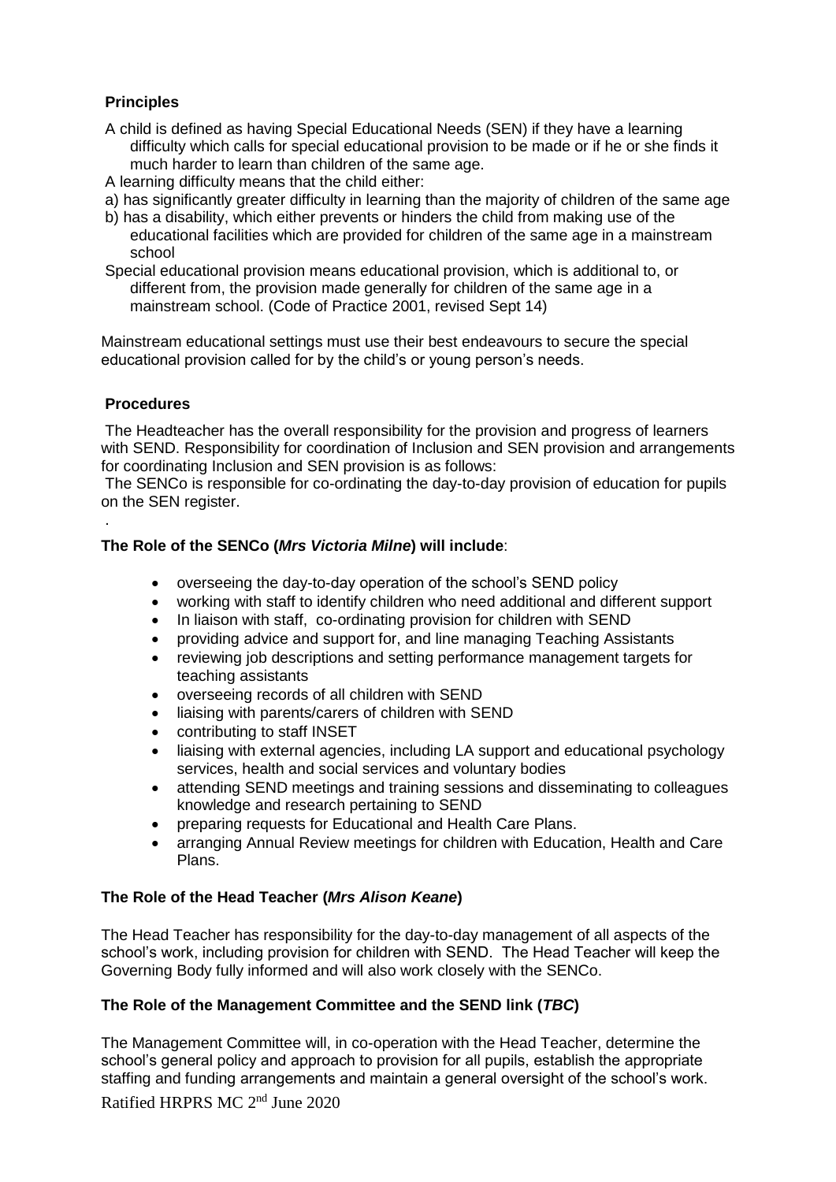**Principles**

A child is defined as having Special Educational Needs (SEN) if they have a learning difficulty which calls for special educational provision to be made or if he or she finds it much harder to learn than children of the same age.

A learning difficulty means that the child either:

a) has significantly greater difficulty in learning than the majority of children of the same age

b) has a disability, which either prevents or hinders the child from making use of the educational facilities which are provided for children of the same age in a mainstream school

Special educational provision means educational provision, which is additional to, or different from, the provision made generally for children of the same age in a mainstream school. (Code of Practice 2001, revised Sept 14)

Mainstream educational settings must use their best endeavours to secure the special educational provision called for by the child's or young person's needs.

**Procedures**

The Headteacher has the overall responsibility for the provision and progress of learners with SEND. Responsibility for coordination of Inclusion and SEN provision and arrangements for coordinating Inclusion and SEN provision is as follows:

The SENCo is responsible for co-ordinating the day-to-day provision of education for pupils on the SEN register.

.

**The Role of the SENCo (*Mrs Victoria Milne*) will include**:

- overseeing the day-to-day operation of the school's SEND policy
- working with staff to identify children who need additional and different support
- In liaison with staff, co-ordinating provision for children with SEND
- providing advice and support for, and line managing Teaching Assistants
- reviewing job descriptions and setting performance management targets for teaching assistants
- overseeing records of all children with SEND
- liaising with parents/carers of children with SEND
- contributing to staff INSET
- liaising with external agencies, including LA support and educational psychology services, health and social services and voluntary bodies
- attending SEND meetings and training sessions and disseminating to colleagues knowledge and research pertaining to SEND
- preparing requests for Educational and Health Care Plans.
- arranging Annual Review meetings for children with Education, Health and Care Plans.

**The Role of the Head Teacher (*Mrs Alison Keane*)**

The Head Teacher has responsibility for the day-to-day management of all aspects of the school's work, including provision for children with SEND. The Head Teacher will keep the Governing Body fully informed and will also work closely with the SENCo.

**The Role of the Management Committee and the SEND link (*TBC*)**

The Management Committee will, in co-operation with the Head Teacher, determine the school's general policy and approach to provision for all pupils, establish the appropriate staffing and funding arrangements and maintain a general oversight of the school's work.

Ratified HRPRS MC 2nd June 2020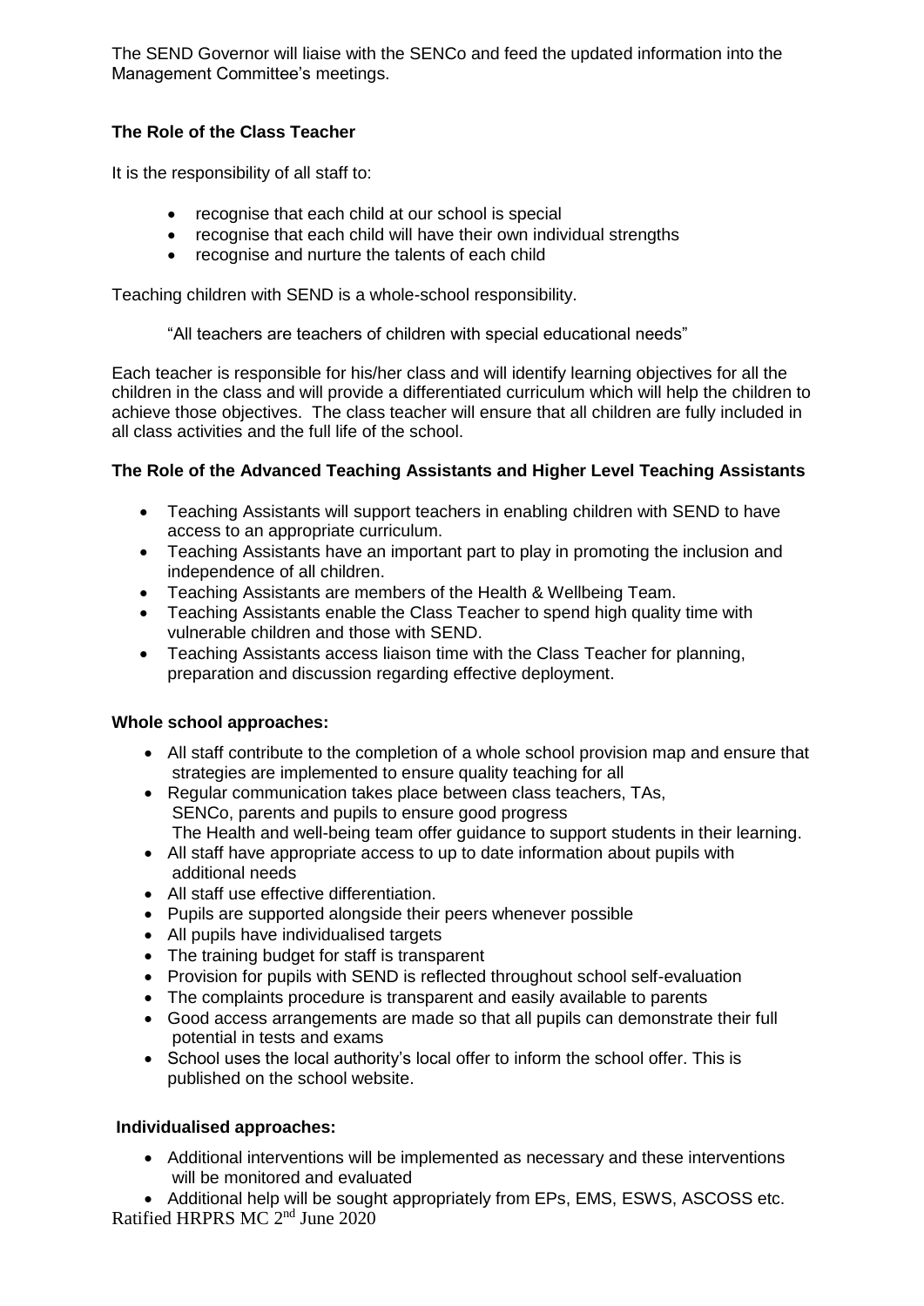The SEND Governor will liaise with the SENCo and feed the updated information into the Management Committee's meetings.

**The Role of the Class Teacher**

It is the responsibility of all staff to:

- recognise that each child at our school is special
- recognise that each child will have their own individual strengths
- recognise and nurture the talents of each child

Teaching children with SEND is a whole-school responsibility.

"All teachers are teachers of children with special educational needs"

Each teacher is responsible for his/her class and will identify learning objectives for all the children in the class and will provide a differentiated curriculum which will help the children to achieve those objectives. The class teacher will ensure that all children are fully included in all class activities and the full life of the school.

**The Role of the Advanced Teaching Assistants and Higher Level Teaching Assistants**

- Teaching Assistants will support teachers in enabling children with SEND to have access to an appropriate curriculum.
- Teaching Assistants have an important part to play in promoting the inclusion and independence of all children.
- Teaching Assistants are members of the Health & Wellbeing Team.
- Teaching Assistants enable the Class Teacher to spend high quality time with vulnerable children and those with SEND.
- Teaching Assistants access liaison time with the Class Teacher for planning, preparation and discussion regarding effective deployment.

**Whole school approaches:**

- All staff contribute to the completion of a whole school provision map and ensure that strategies are implemented to ensure quality teaching for all
- Regular communication takes place between class teachers, TAs, SENCo, parents and pupils to ensure good progress
  The Health and well-being team offer guidance to support students in their learning.
- All staff have appropriate access to up to date information about pupils with additional needs
- All staff use effective differentiation.
- Pupils are supported alongside their peers whenever possible
- All pupils have individualised targets
- The training budget for staff is transparent
- Provision for pupils with SEND is reflected throughout school self-evaluation
- The complaints procedure is transparent and easily available to parents
- Good access arrangements are made so that all pupils can demonstrate their full potential in tests and exams
- School uses the local authority's local offer to inform the school offer. This is published on the school website.

**Individualised approaches:**

- Additional interventions will be implemented as necessary and these interventions will be monitored and evaluated
- Additional help will be sought appropriately from EPs, EMS, ESWS, ASCOSS etc.

Ratified HRPRS MC 2nd June 2020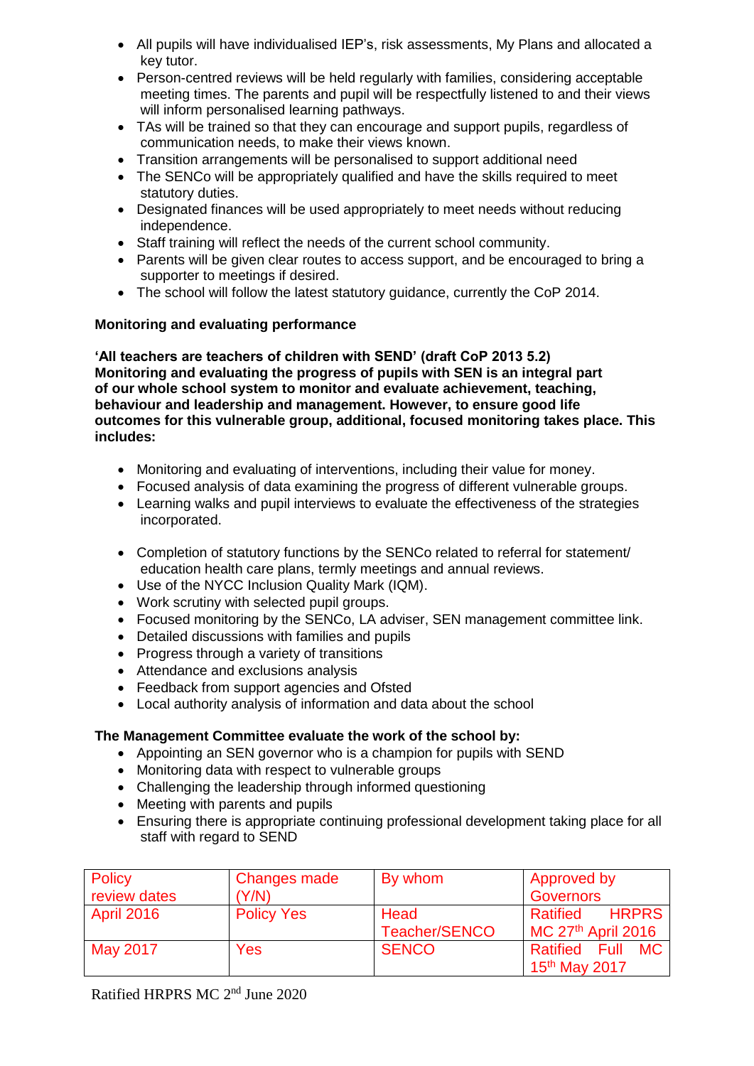- All pupils will have individualised IEP's, risk assessments, My Plans and allocated a key tutor.
- Person-centred reviews will be held regularly with families, considering acceptable meeting times. The parents and pupil will be respectfully listened to and their views will inform personalised learning pathways.
- TAs will be trained so that they can encourage and support pupils, regardless of communication needs, to make their views known.
- Transition arrangements will be personalised to support additional need
- The SENCo will be appropriately qualified and have the skills required to meet statutory duties.
- Designated finances will be used appropriately to meet needs without reducing independence.
- Staff training will reflect the needs of the current school community.
- Parents will be given clear routes to access support, and be encouraged to bring a supporter to meetings if desired.
- The school will follow the latest statutory guidance, currently the CoP 2014.

**Monitoring and evaluating performance**

**'All teachers are teachers of children with SEND' (draft CoP 2013 5.2) Monitoring and evaluating the progress of pupils with SEN is an integral part of our whole school system to monitor and evaluate achievement, teaching, behaviour and leadership and management. However, to ensure good life outcomes for this vulnerable group, additional, focused monitoring takes place. This includes:**

- Monitoring and evaluating of interventions, including their value for money.
- Focused analysis of data examining the progress of different vulnerable groups.
- Learning walks and pupil interviews to evaluate the effectiveness of the strategies incorporated.

- Completion of statutory functions by the SENCo related to referral for statement/ education health care plans, termly meetings and annual reviews.
- Use of the NYCC Inclusion Quality Mark (IQM).
- Work scrutiny with selected pupil groups.
- Focused monitoring by the SENCo, LA adviser, SEN management committee link.
- Detailed discussions with families and pupils
- Progress through a variety of transitions
- Attendance and exclusions analysis
- Feedback from support agencies and Ofsted
- Local authority analysis of information and data about the school

**The Management Committee evaluate the work of the school by:**

- Appointing an SEN governor who is a champion for pupils with SEND
- Monitoring data with respect to vulnerable groups
- Challenging the leadership through informed questioning
- Meeting with parents and pupils
- Ensuring there is appropriate continuing professional development taking place for all staff with regard to SEND

| Policy review dates | Changes made (Y/N) | By whom | Approved by Governors |
|---|---|---|---|
| April 2016 | Policy Yes | Head Teacher/SENCO | Ratified HRPRS MC 27th April 2016 |
| May 2017 | Yes | SENCO | Ratified Full MC 15th May 2017 |

Ratified HRPRS MC 2nd June 2020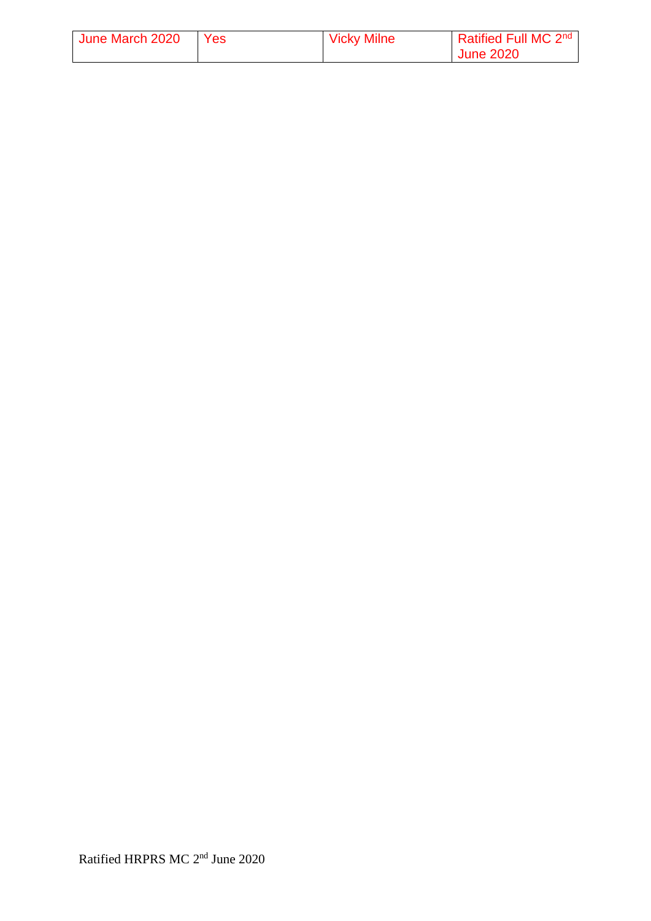| | | | |
|---|---|---|---|
| June March 2020 | Yes | Vicky Milne | Ratified Full MC 2nd June 2020 |